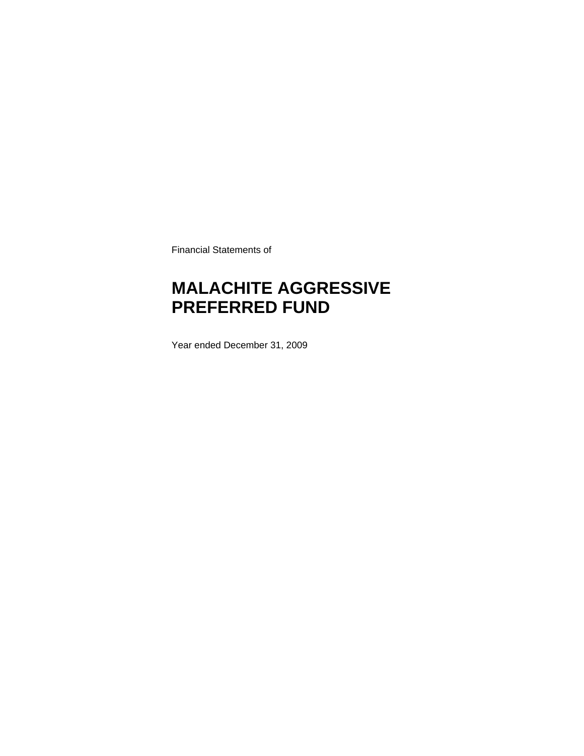Financial Statements of

# MALACHITE AGGRESSIVE PREFERRED FUND

Year ended December 31, 2009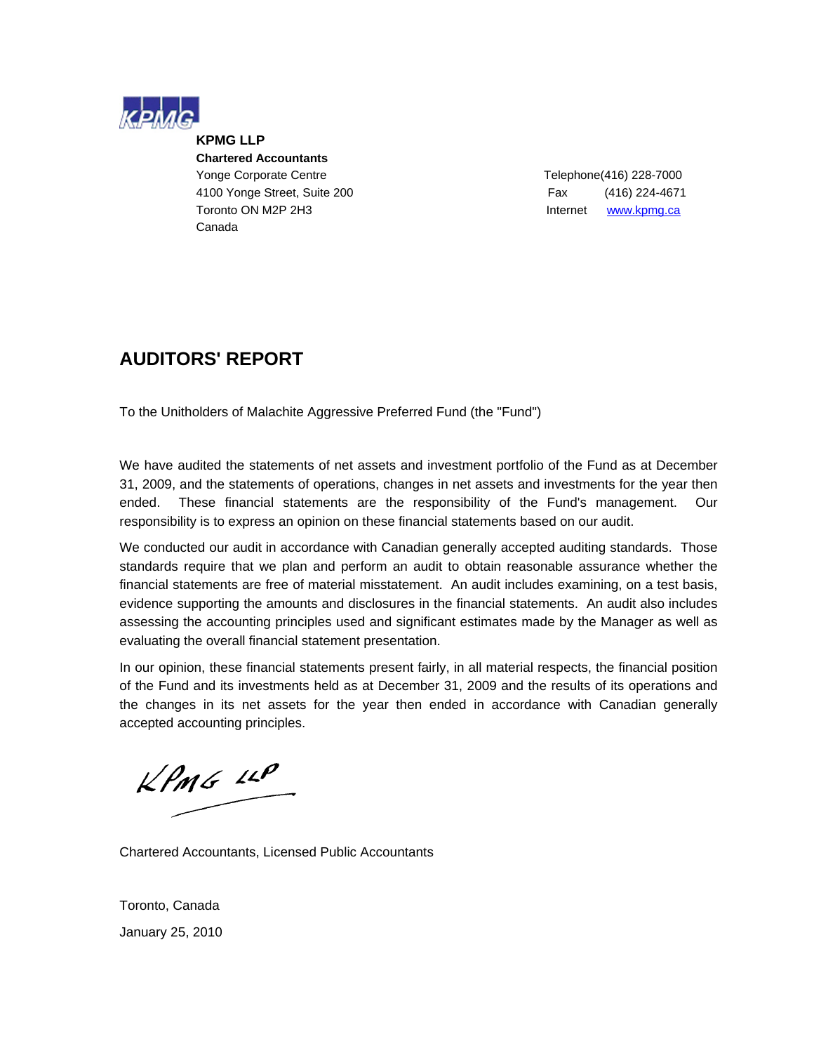**KPMG LLP**
**Chartered Accountants**
Yonge Corporate Centre
4100 Yonge Street, Suite 200
Toronto ON M2P 2H3
Canada

Telephone (416) 228-7000
Fax (416) 224-4671
Internet www.kpmg.ca

# AUDITORS' REPORT

To the Unitholders of Malachite Aggressive Preferred Fund (the "Fund")

We have audited the statements of net assets and investment portfolio of the Fund as at December 31, 2009, and the statements of operations, changes in net assets and investments for the year then ended. These financial statements are the responsibility of the Fund's management. Our responsibility is to express an opinion on these financial statements based on our audit.

We conducted our audit in accordance with Canadian generally accepted auditing standards. Those standards require that we plan and perform an audit to obtain reasonable assurance whether the financial statements are free of material misstatement. An audit includes examining, on a test basis, evidence supporting the amounts and disclosures in the financial statements. An audit also includes assessing the accounting principles used and significant estimates made by the Manager as well as evaluating the overall financial statement presentation.

In our opinion, these financial statements present fairly, in all material respects, the financial position of the Fund and its investments held as at December 31, 2009 and the results of its operations and the changes in its net assets for the year then ended in accordance with Canadian generally accepted accounting principles.

KPMG LLP

Chartered Accountants, Licensed Public Accountants

Toronto, Canada

January 25, 2010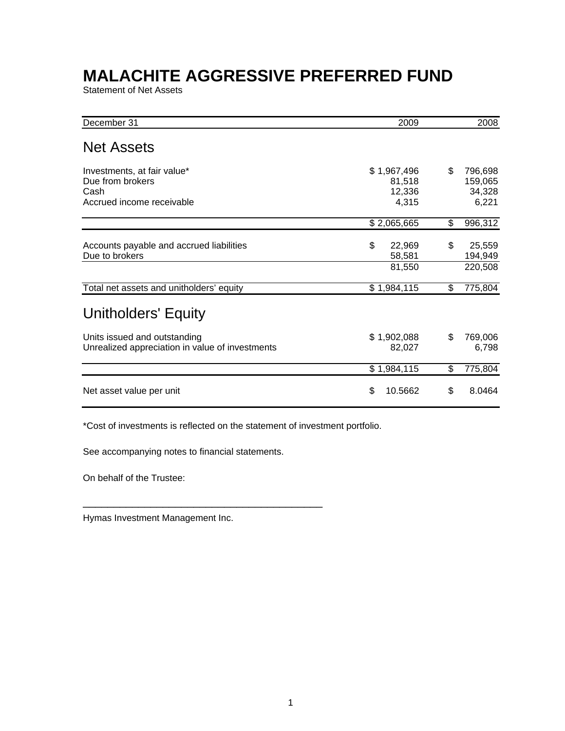# MALACHITE AGGRESSIVE PREFERRED FUND

Statement of Net Assets

| December 31 | 2009 | 2008 |
|---|---|---|
| **Net Assets** | | |
| Investments, at fair value* | $ 1,967,496 | $ 796,698 |
| Due from brokers | 81,518 | 159,065 |
| Cash | 12,336 | 34,328 |
| Accrued income receivable | 4,315 | 6,221 |
| | $ 2,065,665 | $ 996,312 |
| Accounts payable and accrued liabilities | $ 22,969 | $ 25,559 |
| Due to brokers | 58,581 | 194,949 |
| | 81,550 | 220,508 |
| Total net assets and unitholders' equity | $ 1,984,115 | $ 775,804 |
| **Unitholders' Equity** | | |
| Units issued and outstanding | $ 1,902,088 | $ 769,006 |
| Unrealized appreciation in value of investments | 82,027 | 6,798 |
| | $ 1,984,115 | $ 775,804 |
| Net asset value per unit | $ 10.5662 | $ 8.0464 |

*Cost of investments is reflected on the statement of investment portfolio.

See accompanying notes to financial statements.

On behalf of the Trustee:

_______________________________________________

Hymas Investment Management Inc.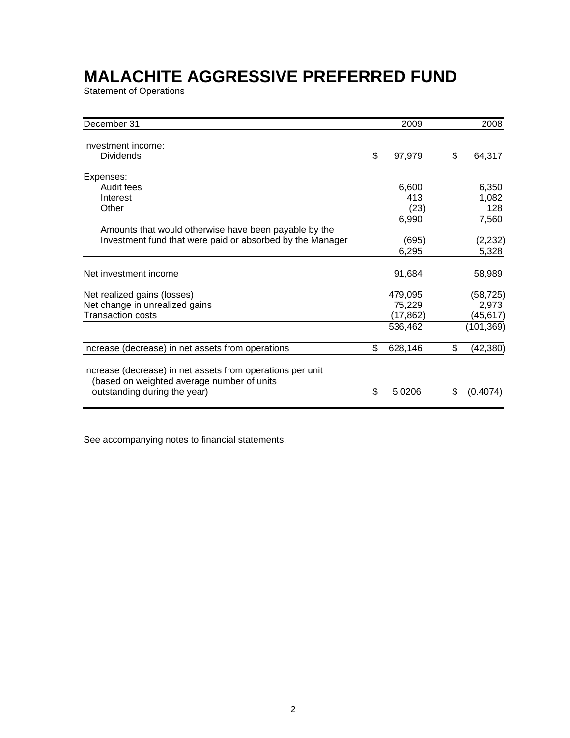# MALACHITE AGGRESSIVE PREFERRED FUND

Statement of Operations

| December 31 | | 2009 | | 2008 |
|---|---|---|---|---|
| Investment income: | | | | |
| Dividends | $ | 97,979 | $ | 64,317 |
| Expenses: | | | | |
| Audit fees | | 6,600 | | 6,350 |
| Interest | | 413 | | 1,082 |
| Other | | (23) | | 128 |
| | | 6,990 | | 7,560 |
| Amounts that would otherwise have been payable by the Investment fund that were paid or absorbed by the Manager | | (695) | | (2,232) |
| | | 6,295 | | 5,328 |
| Net investment income | | 91,684 | | 58,989 |
| Net realized gains (losses) | | 479,095 | | (58,725) |
| Net change in unrealized gains | | 75,229 | | 2,973 |
| Transaction costs | | (17,862) | | (45,617) |
| | | 536,462 | | (101,369) |
| Increase (decrease) in net assets from operations | $ | 628,146 | $ | (42,380) |
| Increase (decrease) in net assets from operations per unit (based on weighted average number of units outstanding during the year) | $ | 5.0206 | $ | (0.4074) |

See accompanying notes to financial statements.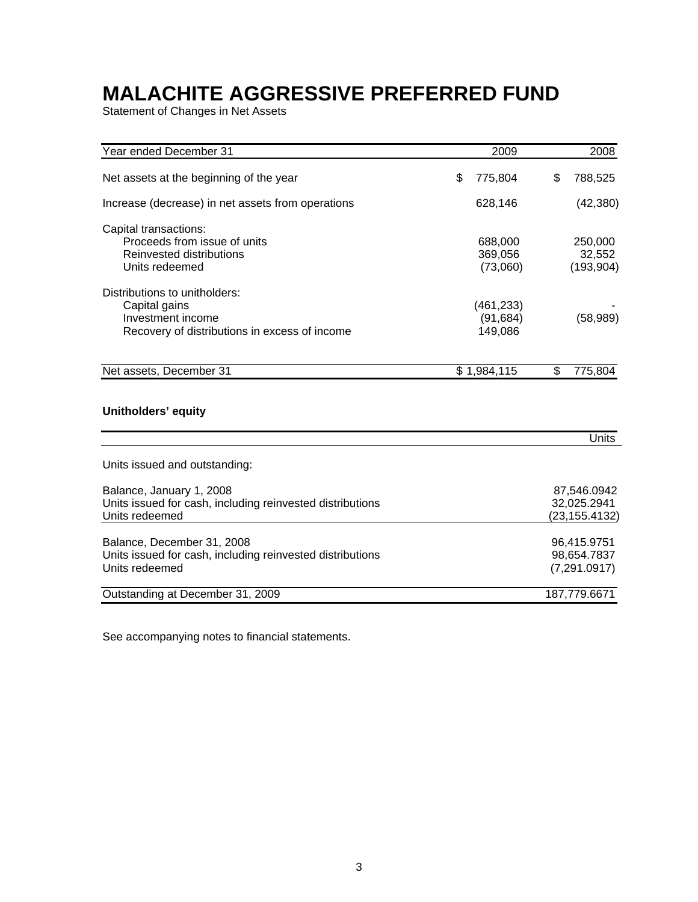# MALACHITE AGGRESSIVE PREFERRED FUND

Statement of Changes in Net Assets

| Year ended December 31 | 2009 | 2008 |
|---|---|---|
| Net assets at the beginning of the year | $ 775,804 | $ 788,525 |
| Increase (decrease) in net assets from operations | 628,146 | (42,380) |
| Capital transactions: | | |
| Proceeds from issue of units | 688,000 | 250,000 |
| Reinvested distributions | 369,056 | 32,552 |
| Units redeemed | (73,060) | (193,904) |
| Distributions to unitholders: | | |
| Capital gains | (461,233) | - |
| Investment income | (91,684) | (58,989) |
| Recovery of distributions in excess of income | 149,086 | |
| Net assets, December 31 | $ 1,984,115 | $ 775,804 |

**Unitholders' equity**

| | Units |
|---|---|
| Units issued and outstanding: | |
| Balance, January 1, 2008 | 87,546.0942 |
| Units issued for cash, including reinvested distributions | 32,025.2941 |
| Units redeemed | (23,155.4132) |
| Balance, December 31, 2008 | 96,415.9751 |
| Units issued for cash, including reinvested distributions | 98,654.7837 |
| Units redeemed | (7,291.0917) |
| Outstanding at December 31, 2009 | 187,779.6671 |

See accompanying notes to financial statements.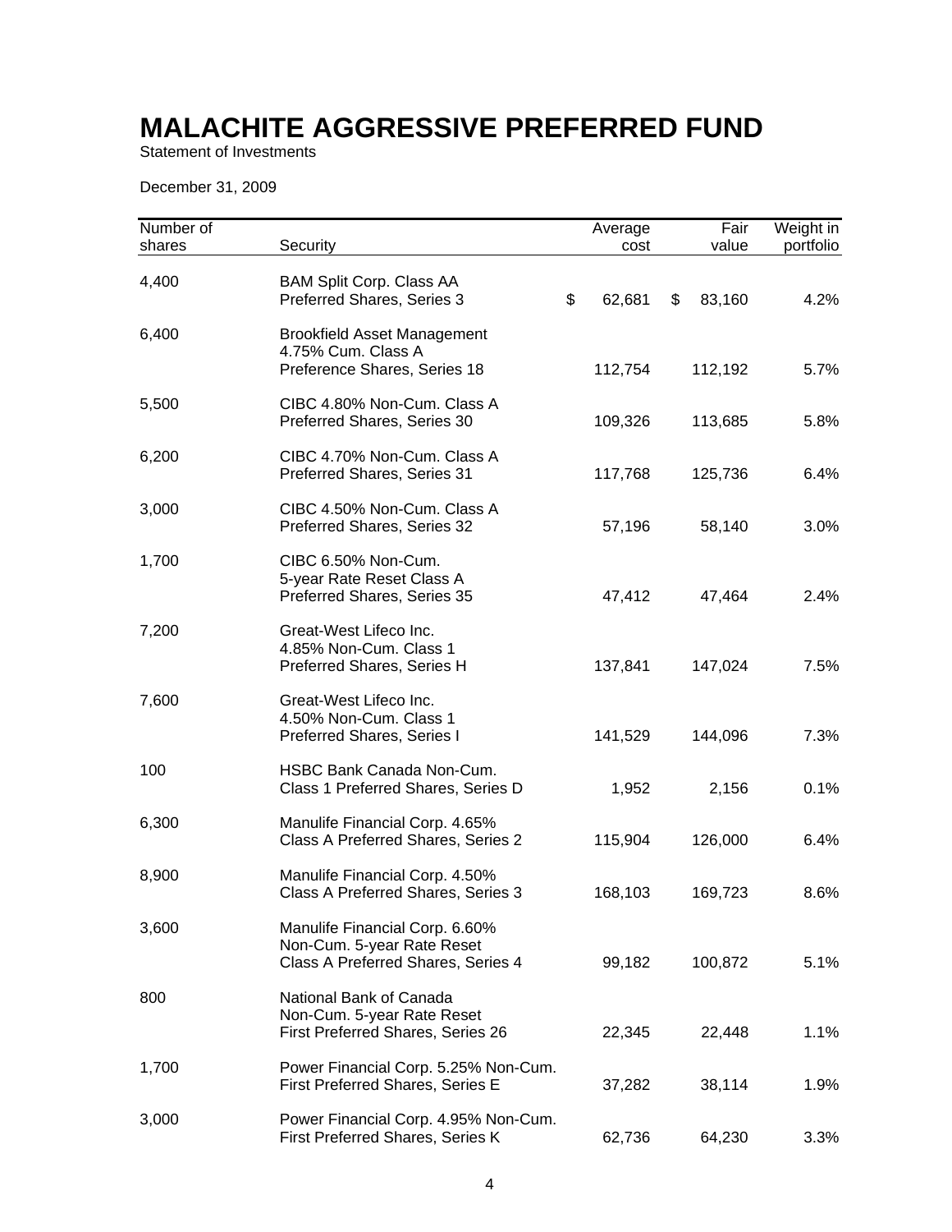# MALACHITE AGGRESSIVE PREFERRED FUND

Statement of Investments

December 31, 2009

| Number of shares | Security | Average cost | Fair value | Weight in portfolio |
|---|---|---|---|---|
| 4,400 | BAM Split Corp. Class AA Preferred Shares, Series 3 | $ 62,681 | $ 83,160 | 4.2% |
| 6,400 | Brookfield Asset Management 4.75% Cum. Class A Preference Shares, Series 18 | 112,754 | 112,192 | 5.7% |
| 5,500 | CIBC 4.80% Non-Cum. Class A Preferred Shares, Series 30 | 109,326 | 113,685 | 5.8% |
| 6,200 | CIBC 4.70% Non-Cum. Class A Preferred Shares, Series 31 | 117,768 | 125,736 | 6.4% |
| 3,000 | CIBC 4.50% Non-Cum. Class A Preferred Shares, Series 32 | 57,196 | 58,140 | 3.0% |
| 1,700 | CIBC 6.50% Non-Cum. 5-year Rate Reset Class A Preferred Shares, Series 35 | 47,412 | 47,464 | 2.4% |
| 7,200 | Great-West Lifeco Inc. 4.85% Non-Cum. Class 1 Preferred Shares, Series H | 137,841 | 147,024 | 7.5% |
| 7,600 | Great-West Lifeco Inc. 4.50% Non-Cum. Class 1 Preferred Shares, Series I | 141,529 | 144,096 | 7.3% |
| 100 | HSBC Bank Canada Non-Cum. Class 1 Preferred Shares, Series D | 1,952 | 2,156 | 0.1% |
| 6,300 | Manulife Financial Corp. 4.65% Class A Preferred Shares, Series 2 | 115,904 | 126,000 | 6.4% |
| 8,900 | Manulife Financial Corp. 4.50% Class A Preferred Shares, Series 3 | 168,103 | 169,723 | 8.6% |
| 3,600 | Manulife Financial Corp. 6.60% Non-Cum. 5-year Rate Reset Class A Preferred Shares, Series 4 | 99,182 | 100,872 | 5.1% |
| 800 | National Bank of Canada Non-Cum. 5-year Rate Reset First Preferred Shares, Series 26 | 22,345 | 22,448 | 1.1% |
| 1,700 | Power Financial Corp. 5.25% Non-Cum. First Preferred Shares, Series E | 37,282 | 38,114 | 1.9% |
| 3,000 | Power Financial Corp. 4.95% Non-Cum. First Preferred Shares, Series K | 62,736 | 64,230 | 3.3% |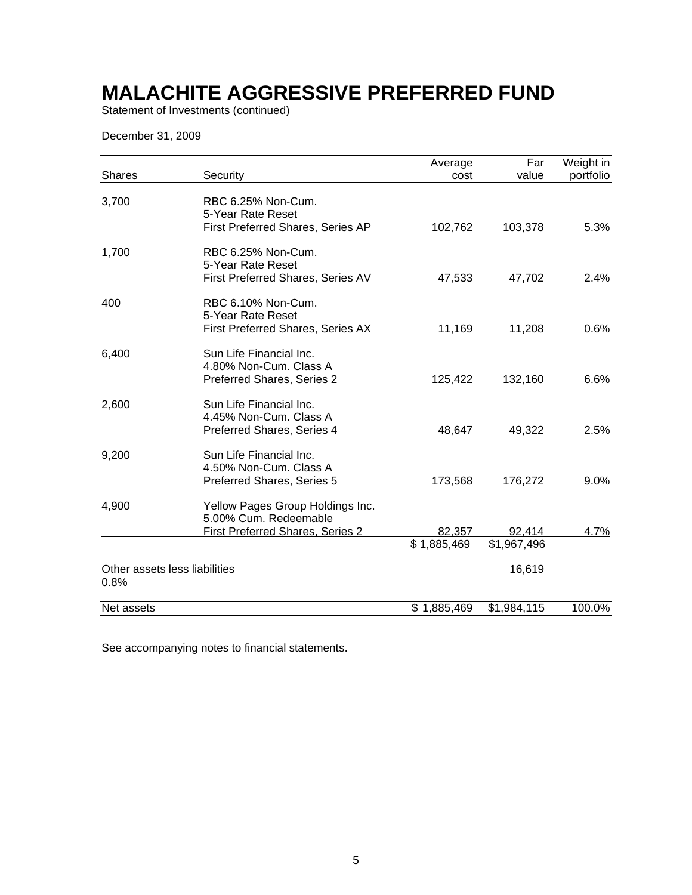# MALACHITE AGGRESSIVE PREFERRED FUND

Statement of Investments (continued)

December 31, 2009

| Shares | Security | Average cost | Far value | Weight in portfolio |
|---|---|---|---|---|
| 3,700 | RBC 6.25% Non-Cum. 5-Year Rate Reset First Preferred Shares, Series AP | 102,762 | 103,378 | 5.3% |
| 1,700 | RBC 6.25% Non-Cum. 5-Year Rate Reset First Preferred Shares, Series AV | 47,533 | 47,702 | 2.4% |
| 400 | RBC 6.10% Non-Cum. 5-Year Rate Reset First Preferred Shares, Series AX | 11,169 | 11,208 | 0.6% |
| 6,400 | Sun Life Financial Inc. 4.80% Non-Cum. Class A Preferred Shares, Series 2 | 125,422 | 132,160 | 6.6% |
| 2,600 | Sun Life Financial Inc. 4.45% Non-Cum. Class A Preferred Shares, Series 4 | 48,647 | 49,322 | 2.5% |
| 9,200 | Sun Life Financial Inc. 4.50% Non-Cum. Class A Preferred Shares, Series 5 | 173,568 | 176,272 | 9.0% |
| 4,900 | Yellow Pages Group Holdings Inc. 5.00% Cum. Redeemable First Preferred Shares, Series 2 | 82,357 | 92,414 | 4.7% |
| | | $ 1,885,469 | $1,967,496 | |
| Other assets less liabilities 0.8% | | | 16,619 | |
| Net assets | | $ 1,885,469 | $1,984,115 | 100.0% |

See accompanying notes to financial statements.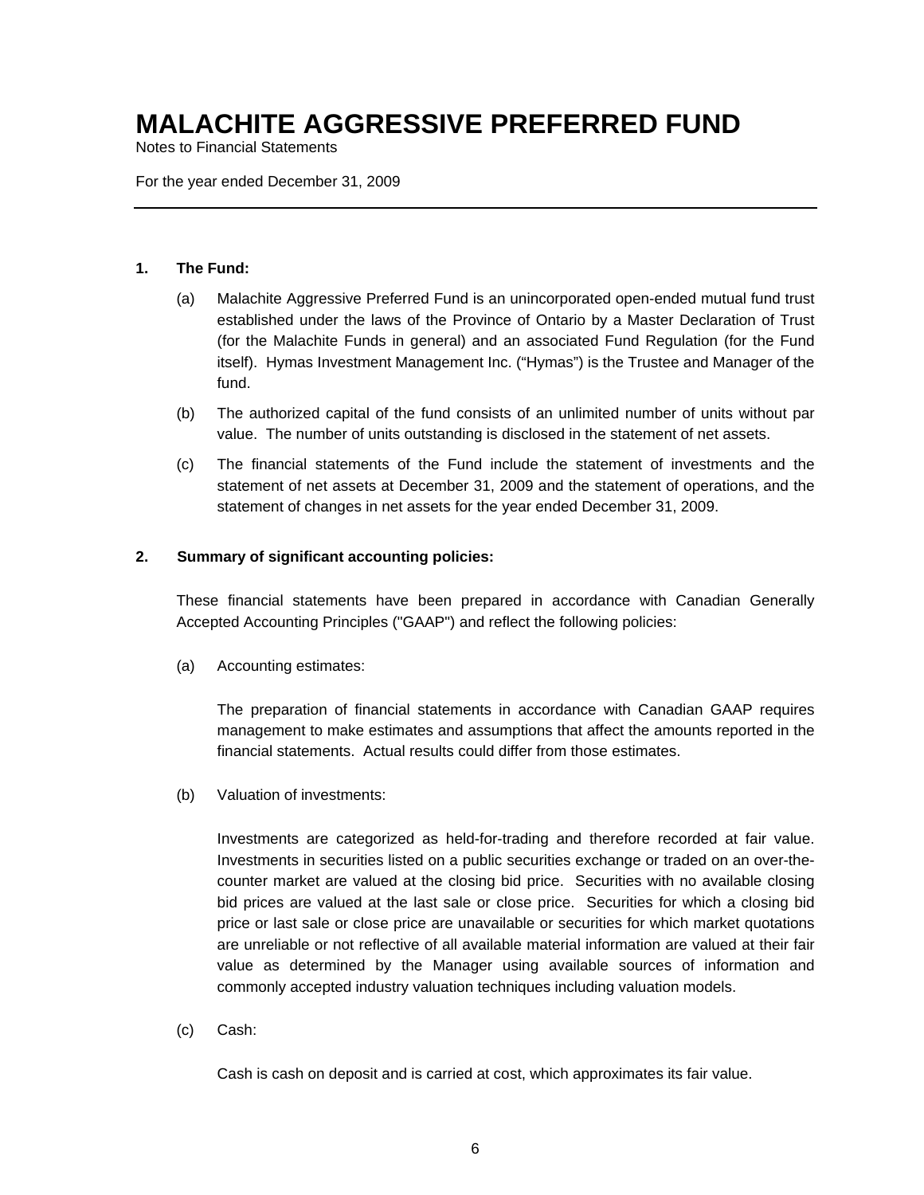# MALACHITE AGGRESSIVE PREFERRED FUND

Notes to Financial Statements

For the year ended December 31, 2009

---

**1. The Fund:**

(a) Malachite Aggressive Preferred Fund is an unincorporated open-ended mutual fund trust established under the laws of the Province of Ontario by a Master Declaration of Trust (for the Malachite Funds in general) and an associated Fund Regulation (for the Fund itself). Hymas Investment Management Inc. ("Hymas") is the Trustee and Manager of the fund.

(b) The authorized capital of the fund consists of an unlimited number of units without par value. The number of units outstanding is disclosed in the statement of net assets.

(c) The financial statements of the Fund include the statement of investments and the statement of net assets at December 31, 2009 and the statement of operations, and the statement of changes in net assets for the year ended December 31, 2009.

**2. Summary of significant accounting policies:**

These financial statements have been prepared in accordance with Canadian Generally Accepted Accounting Principles ("GAAP") and reflect the following policies:

(a) Accounting estimates:

The preparation of financial statements in accordance with Canadian GAAP requires management to make estimates and assumptions that affect the amounts reported in the financial statements. Actual results could differ from those estimates.

(b) Valuation of investments:

Investments are categorized as held-for-trading and therefore recorded at fair value. Investments in securities listed on a public securities exchange or traded on an over-the-counter market are valued at the closing bid price. Securities with no available closing bid prices are valued at the last sale or close price. Securities for which a closing bid price or last sale or close price are unavailable or securities for which market quotations are unreliable or not reflective of all available material information are valued at their fair value as determined by the Manager using available sources of information and commonly accepted industry valuation techniques including valuation models.

(c) Cash:

Cash is cash on deposit and is carried at cost, which approximates its fair value.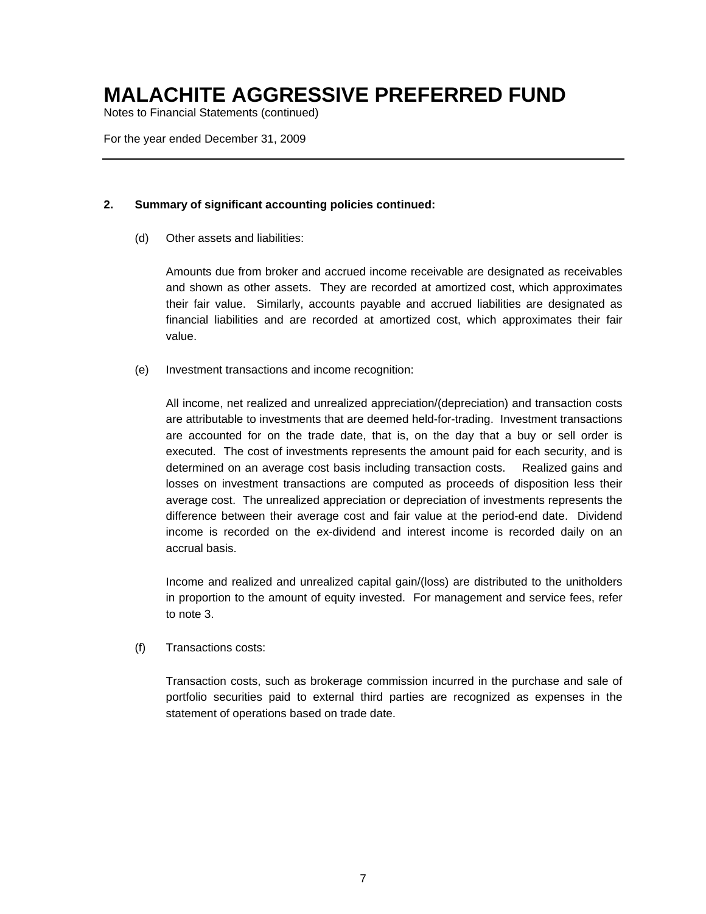# MALACHITE AGGRESSIVE PREFERRED FUND

Notes to Financial Statements (continued)

For the year ended December 31, 2009

**2. Summary of significant accounting policies continued:**

(d) Other assets and liabilities:

Amounts due from broker and accrued income receivable are designated as receivables and shown as other assets. They are recorded at amortized cost, which approximates their fair value. Similarly, accounts payable and accrued liabilities are designated as financial liabilities and are recorded at amortized cost, which approximates their fair value.

(e) Investment transactions and income recognition:

All income, net realized and unrealized appreciation/(depreciation) and transaction costs are attributable to investments that are deemed held-for-trading. Investment transactions are accounted for on the trade date, that is, on the day that a buy or sell order is executed. The cost of investments represents the amount paid for each security, and is determined on an average cost basis including transaction costs. Realized gains and losses on investment transactions are computed as proceeds of disposition less their average cost. The unrealized appreciation or depreciation of investments represents the difference between their average cost and fair value at the period-end date. Dividend income is recorded on the ex-dividend and interest income is recorded daily on an accrual basis.

Income and realized and unrealized capital gain/(loss) are distributed to the unitholders in proportion to the amount of equity invested. For management and service fees, refer to note 3.

(f) Transactions costs:

Transaction costs, such as brokerage commission incurred in the purchase and sale of portfolio securities paid to external third parties are recognized as expenses in the statement of operations based on trade date.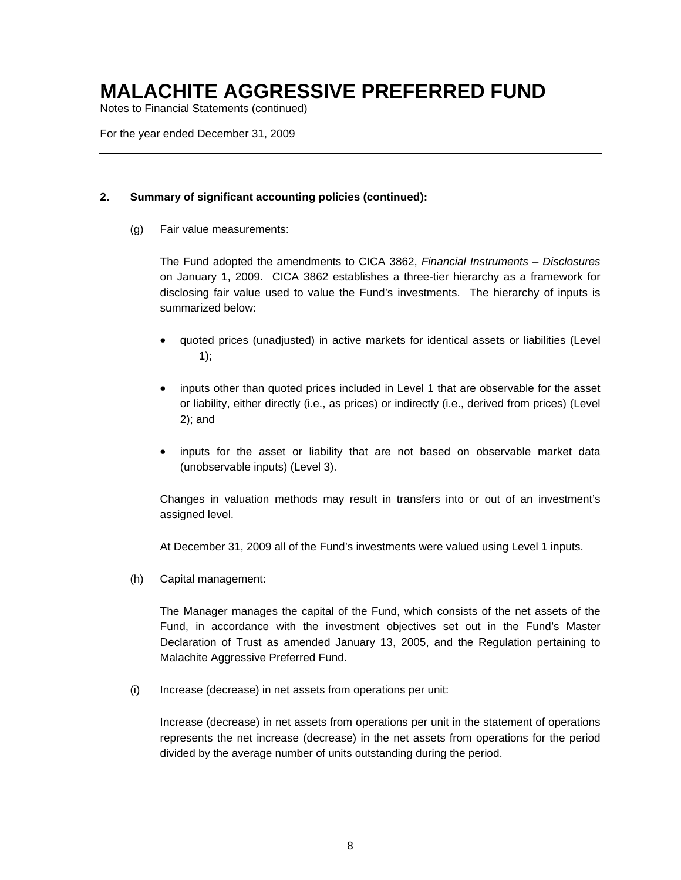# MALACHITE AGGRESSIVE PREFERRED FUND

Notes to Financial Statements (continued)

For the year ended December 31, 2009

**2. Summary of significant accounting policies (continued):**

(g) Fair value measurements:

The Fund adopted the amendments to CICA 3862, *Financial Instruments – Disclosures* on January 1, 2009. CICA 3862 establishes a three-tier hierarchy as a framework for disclosing fair value used to value the Fund's investments. The hierarchy of inputs is summarized below:

- quoted prices (unadjusted) in active markets for identical assets or liabilities (Level 1);
- inputs other than quoted prices included in Level 1 that are observable for the asset or liability, either directly (i.e., as prices) or indirectly (i.e., derived from prices) (Level 2); and
- inputs for the asset or liability that are not based on observable market data (unobservable inputs) (Level 3).

Changes in valuation methods may result in transfers into or out of an investment's assigned level.

At December 31, 2009 all of the Fund's investments were valued using Level 1 inputs.

(h) Capital management:

The Manager manages the capital of the Fund, which consists of the net assets of the Fund, in accordance with the investment objectives set out in the Fund's Master Declaration of Trust as amended January 13, 2005, and the Regulation pertaining to Malachite Aggressive Preferred Fund.

(i) Increase (decrease) in net assets from operations per unit:

Increase (decrease) in net assets from operations per unit in the statement of operations represents the net increase (decrease) in the net assets from operations for the period divided by the average number of units outstanding during the period.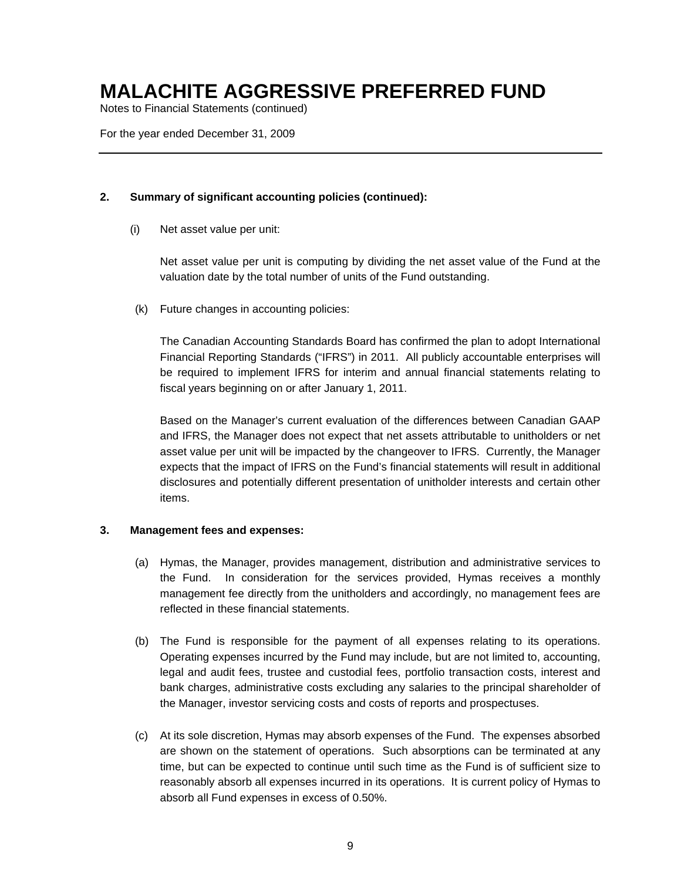# MALACHITE AGGRESSIVE PREFERRED FUND

Notes to Financial Statements (continued)

For the year ended December 31, 2009

---

**2. Summary of significant accounting policies (continued):**

(i) Net asset value per unit:

Net asset value per unit is computing by dividing the net asset value of the Fund at the valuation date by the total number of units of the Fund outstanding.

(k) Future changes in accounting policies:

The Canadian Accounting Standards Board has confirmed the plan to adopt International Financial Reporting Standards ("IFRS") in 2011. All publicly accountable enterprises will be required to implement IFRS for interim and annual financial statements relating to fiscal years beginning on or after January 1, 2011.

Based on the Manager's current evaluation of the differences between Canadian GAAP and IFRS, the Manager does not expect that net assets attributable to unitholders or net asset value per unit will be impacted by the changeover to IFRS. Currently, the Manager expects that the impact of IFRS on the Fund's financial statements will result in additional disclosures and potentially different presentation of unitholder interests and certain other items.

**3. Management fees and expenses:**

(a) Hymas, the Manager, provides management, distribution and administrative services to the Fund. In consideration for the services provided, Hymas receives a monthly management fee directly from the unitholders and accordingly, no management fees are reflected in these financial statements.

(b) The Fund is responsible for the payment of all expenses relating to its operations. Operating expenses incurred by the Fund may include, but are not limited to, accounting, legal and audit fees, trustee and custodial fees, portfolio transaction costs, interest and bank charges, administrative costs excluding any salaries to the principal shareholder of the Manager, investor servicing costs and costs of reports and prospectuses.

(c) At its sole discretion, Hymas may absorb expenses of the Fund. The expenses absorbed are shown on the statement of operations. Such absorptions can be terminated at any time, but can be expected to continue until such time as the Fund is of sufficient size to reasonably absorb all expenses incurred in its operations. It is current policy of Hymas to absorb all Fund expenses in excess of 0.50%.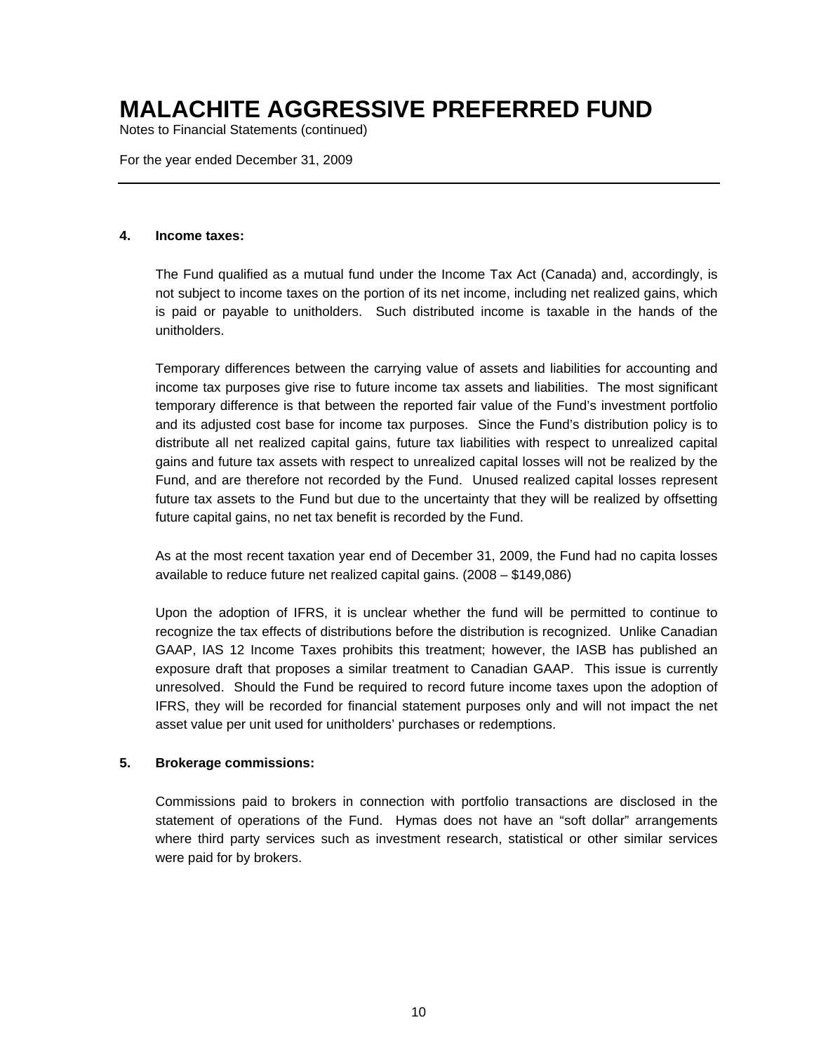# MALACHITE AGGRESSIVE PREFERRED FUND

Notes to Financial Statements (continued)

For the year ended December 31, 2009

---

**4. Income taxes:**

The Fund qualified as a mutual fund under the Income Tax Act (Canada) and, accordingly, is not subject to income taxes on the portion of its net income, including net realized gains, which is paid or payable to unitholders. Such distributed income is taxable in the hands of the unitholders.

Temporary differences between the carrying value of assets and liabilities for accounting and income tax purposes give rise to future income tax assets and liabilities. The most significant temporary difference is that between the reported fair value of the Fund's investment portfolio and its adjusted cost base for income tax purposes. Since the Fund's distribution policy is to distribute all net realized capital gains, future tax liabilities with respect to unrealized capital gains and future tax assets with respect to unrealized capital losses will not be realized by the Fund, and are therefore not recorded by the Fund. Unused realized capital losses represent future tax assets to the Fund but due to the uncertainty that they will be realized by offsetting future capital gains, no net tax benefit is recorded by the Fund.

As at the most recent taxation year end of December 31, 2009, the Fund had no capita losses available to reduce future net realized capital gains. (2008 – $149,086)

Upon the adoption of IFRS, it is unclear whether the fund will be permitted to continue to recognize the tax effects of distributions before the distribution is recognized. Unlike Canadian GAAP, IAS 12 Income Taxes prohibits this treatment; however, the IASB has published an exposure draft that proposes a similar treatment to Canadian GAAP. This issue is currently unresolved. Should the Fund be required to record future income taxes upon the adoption of IFRS, they will be recorded for financial statement purposes only and will not impact the net asset value per unit used for unitholders' purchases or redemptions.

**5. Brokerage commissions:**

Commissions paid to brokers in connection with portfolio transactions are disclosed in the statement of operations of the Fund. Hymas does not have an "soft dollar" arrangements where third party services such as investment research, statistical or other similar services were paid for by brokers.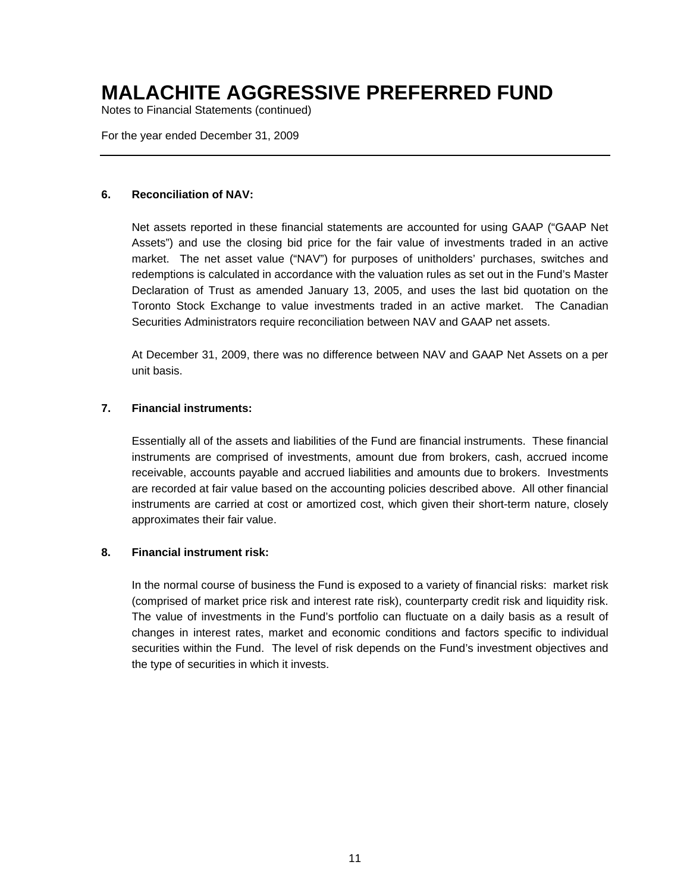# MALACHITE AGGRESSIVE PREFERRED FUND

Notes to Financial Statements (continued)

For the year ended December 31, 2009

---

## 6. Reconciliation of NAV:

Net assets reported in these financial statements are accounted for using GAAP ("GAAP Net Assets") and use the closing bid price for the fair value of investments traded in an active market. The net asset value ("NAV") for purposes of unitholders' purchases, switches and redemptions is calculated in accordance with the valuation rules as set out in the Fund's Master Declaration of Trust as amended January 13, 2005, and uses the last bid quotation on the Toronto Stock Exchange to value investments traded in an active market. The Canadian Securities Administrators require reconciliation between NAV and GAAP net assets.

At December 31, 2009, there was no difference between NAV and GAAP Net Assets on a per unit basis.

## 7. Financial instruments:

Essentially all of the assets and liabilities of the Fund are financial instruments. These financial instruments are comprised of investments, amount due from brokers, cash, accrued income receivable, accounts payable and accrued liabilities and amounts due to brokers. Investments are recorded at fair value based on the accounting policies described above. All other financial instruments are carried at cost or amortized cost, which given their short-term nature, closely approximates their fair value.

## 8. Financial instrument risk:

In the normal course of business the Fund is exposed to a variety of financial risks: market risk (comprised of market price risk and interest rate risk), counterparty credit risk and liquidity risk. The value of investments in the Fund's portfolio can fluctuate on a daily basis as a result of changes in interest rates, market and economic conditions and factors specific to individual securities within the Fund. The level of risk depends on the Fund's investment objectives and the type of securities in which it invests.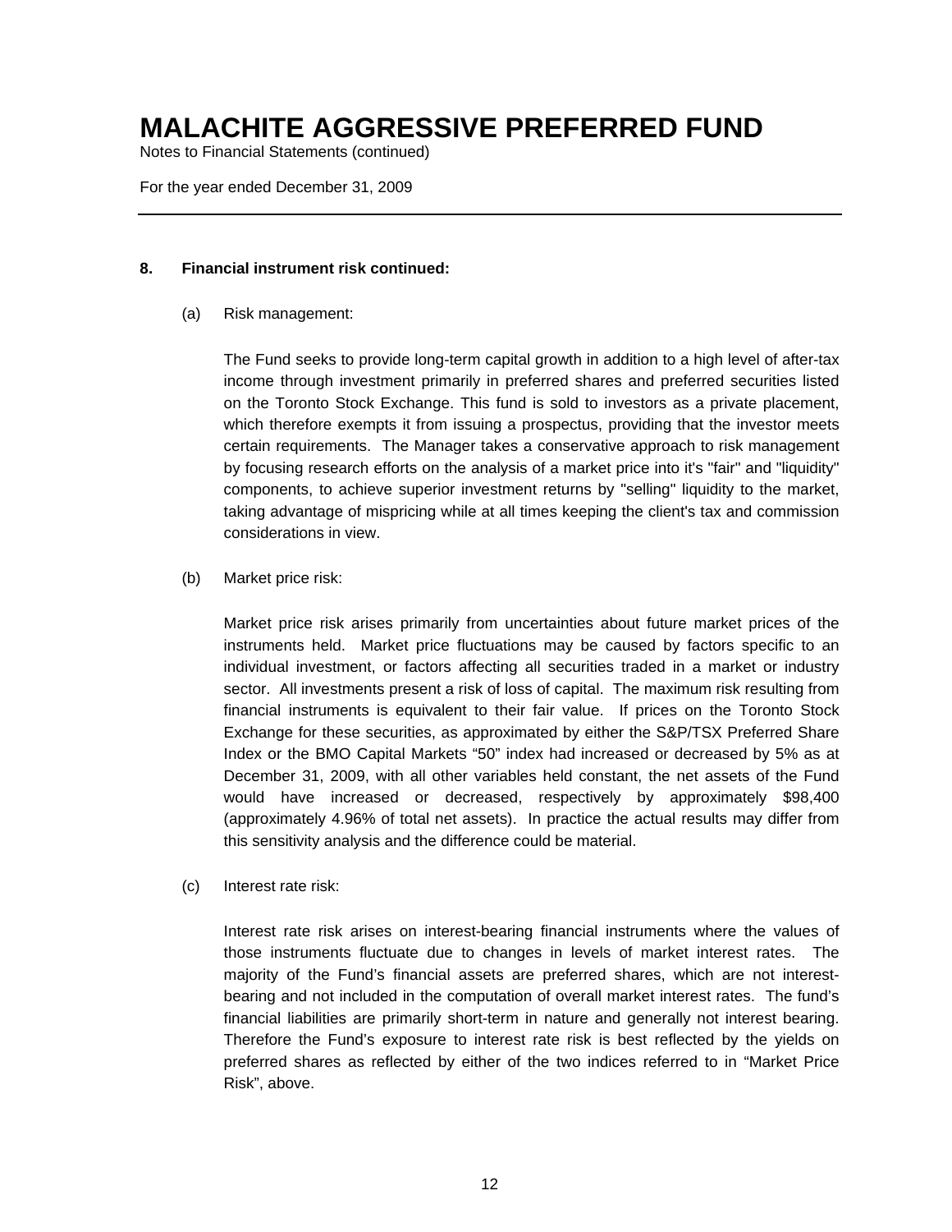# MALACHITE AGGRESSIVE PREFERRED FUND

Notes to Financial Statements (continued)

For the year ended December 31, 2009

---

**8. Financial instrument risk continued:**

(a) Risk management:

The Fund seeks to provide long-term capital growth in addition to a high level of after-tax income through investment primarily in preferred shares and preferred securities listed on the Toronto Stock Exchange. This fund is sold to investors as a private placement, which therefore exempts it from issuing a prospectus, providing that the investor meets certain requirements. The Manager takes a conservative approach to risk management by focusing research efforts on the analysis of a market price into it's "fair" and "liquidity" components, to achieve superior investment returns by "selling" liquidity to the market, taking advantage of mispricing while at all times keeping the client's tax and commission considerations in view.

(b) Market price risk:

Market price risk arises primarily from uncertainties about future market prices of the instruments held. Market price fluctuations may be caused by factors specific to an individual investment, or factors affecting all securities traded in a market or industry sector. All investments present a risk of loss of capital. The maximum risk resulting from financial instruments is equivalent to their fair value. If prices on the Toronto Stock Exchange for these securities, as approximated by either the S&P/TSX Preferred Share Index or the BMO Capital Markets "50" index had increased or decreased by 5% as at December 31, 2009, with all other variables held constant, the net assets of the Fund would have increased or decreased, respectively by approximately $98,400 (approximately 4.96% of total net assets). In practice the actual results may differ from this sensitivity analysis and the difference could be material.

(c) Interest rate risk:

Interest rate risk arises on interest-bearing financial instruments where the values of those instruments fluctuate due to changes in levels of market interest rates. The majority of the Fund's financial assets are preferred shares, which are not interest-bearing and not included in the computation of overall market interest rates. The fund's financial liabilities are primarily short-term in nature and generally not interest bearing. Therefore the Fund's exposure to interest rate risk is best reflected by the yields on preferred shares as reflected by either of the two indices referred to in "Market Price Risk", above.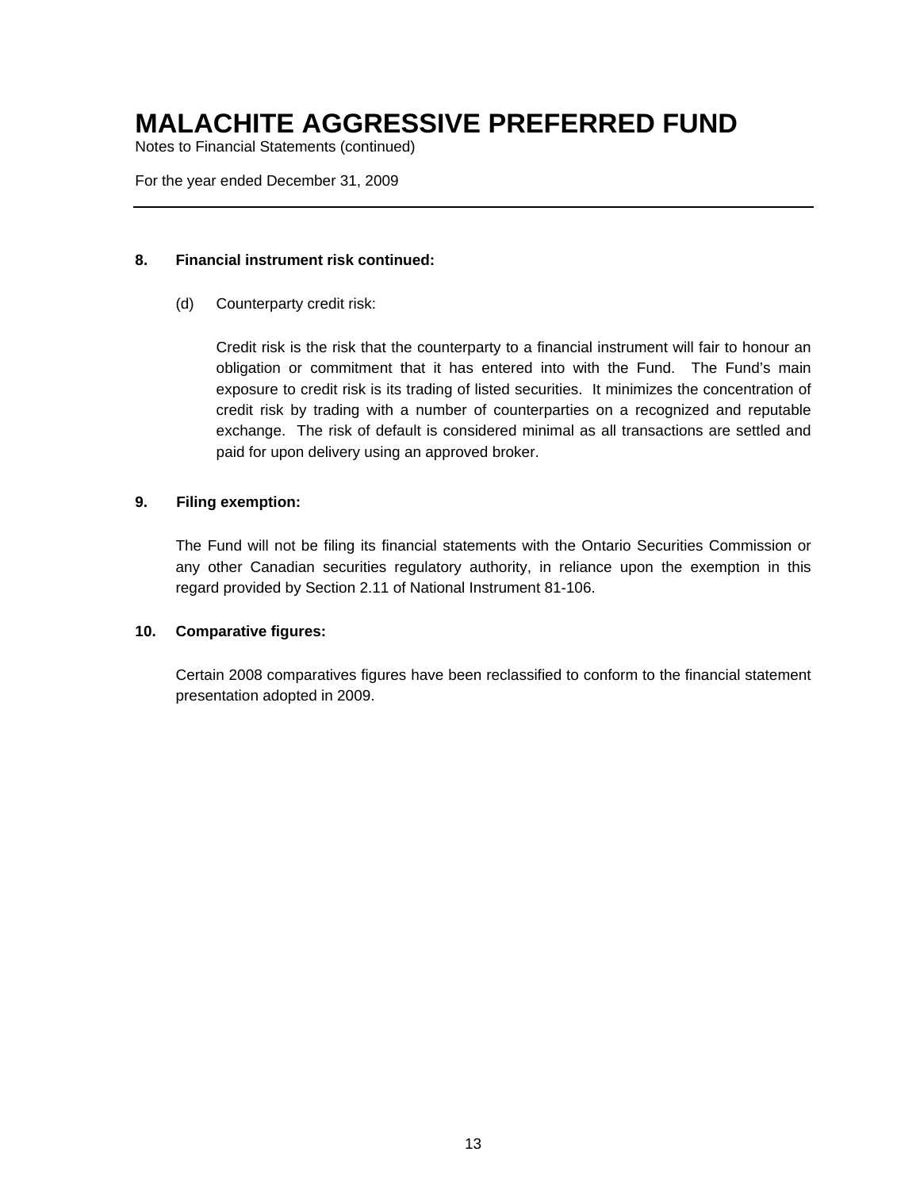# MALACHITE AGGRESSIVE PREFERRED FUND

Notes to Financial Statements (continued)

For the year ended December 31, 2009

**8. Financial instrument risk continued:**

(d) Counterparty credit risk:

Credit risk is the risk that the counterparty to a financial instrument will fair to honour an obligation or commitment that it has entered into with the Fund. The Fund's main exposure to credit risk is its trading of listed securities. It minimizes the concentration of credit risk by trading with a number of counterparties on a recognized and reputable exchange. The risk of default is considered minimal as all transactions are settled and paid for upon delivery using an approved broker.

**9. Filing exemption:**

The Fund will not be filing its financial statements with the Ontario Securities Commission or any other Canadian securities regulatory authority, in reliance upon the exemption in this regard provided by Section 2.11 of National Instrument 81-106.

**10. Comparative figures:**

Certain 2008 comparatives figures have been reclassified to conform to the financial statement presentation adopted in 2009.